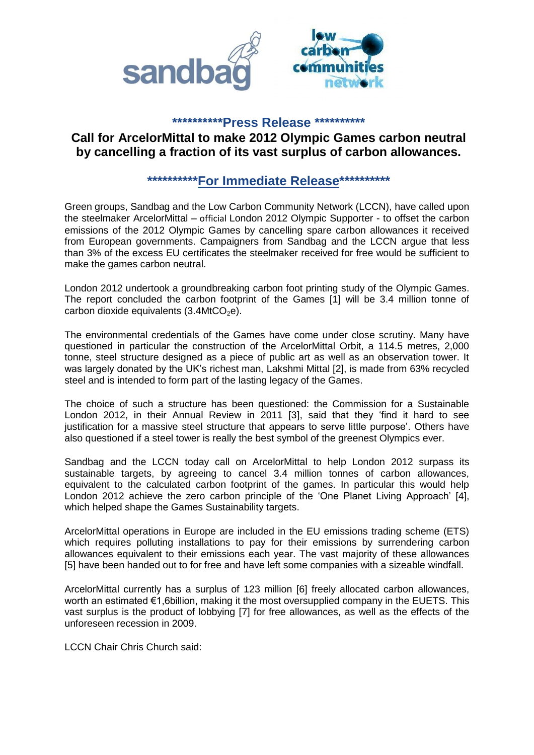**********Press Release **********

# Call for ArcelorMittal to make 2012 Olympic Games carbon neutral by cancelling a fraction of its vast surplus of carbon allowances.

**********For Immediate Release**********

Green groups, Sandbag and the Low Carbon Community Network (LCCN), have called upon the steelmaker ArcelorMittal – official London 2012 Olympic Supporter - to offset the carbon emissions of the 2012 Olympic Games by cancelling spare carbon allowances it received from European governments. Campaigners from Sandbag and the LCCN argue that less than 3% of the excess EU certificates the steelmaker received for free would be sufficient to make the games carbon neutral.

London 2012 undertook a groundbreaking carbon foot printing study of the Olympic Games. The report concluded the carbon footprint of the Games [1] will be 3.4 million tonne of carbon dioxide equivalents (3.4Mt$CO_2$e).

The environmental credentials of the Games have come under close scrutiny. Many have questioned in particular the construction of the ArcelorMittal Orbit, a 114.5 metres, 2,000 tonne, steel structure designed as a piece of public art as well as an observation tower. It was largely donated by the UK's richest man, Lakshmi Mittal [2], is made from 63% recycled steel and is intended to form part of the lasting legacy of the Games.

The choice of such a structure has been questioned: the Commission for a Sustainable London 2012, in their Annual Review in 2011 [3], said that they 'find it hard to see justification for a massive steel structure that appears to serve little purpose'. Others have also questioned if a steel tower is really the best symbol of the greenest Olympics ever.

Sandbag and the LCCN today call on ArcelorMittal to help London 2012 surpass its sustainable targets, by agreeing to cancel 3.4 million tonnes of carbon allowances, equivalent to the calculated carbon footprint of the games. In particular this would help London 2012 achieve the zero carbon principle of the 'One Planet Living Approach' [4], which helped shape the Games Sustainability targets.

ArcelorMittal operations in Europe are included in the EU emissions trading scheme (ETS) which requires polluting installations to pay for their emissions by surrendering carbon allowances equivalent to their emissions each year. The vast majority of these allowances [5] have been handed out to for free and have left some companies with a sizeable windfall.

ArcelorMittal currently has a surplus of 123 million [6] freely allocated carbon allowances, worth an estimated €1,6billion, making it the most oversupplied company in the EUETS. This vast surplus is the product of lobbying [7] for free allowances, as well as the effects of the unforeseen recession in 2009.

LCCN Chair Chris Church said: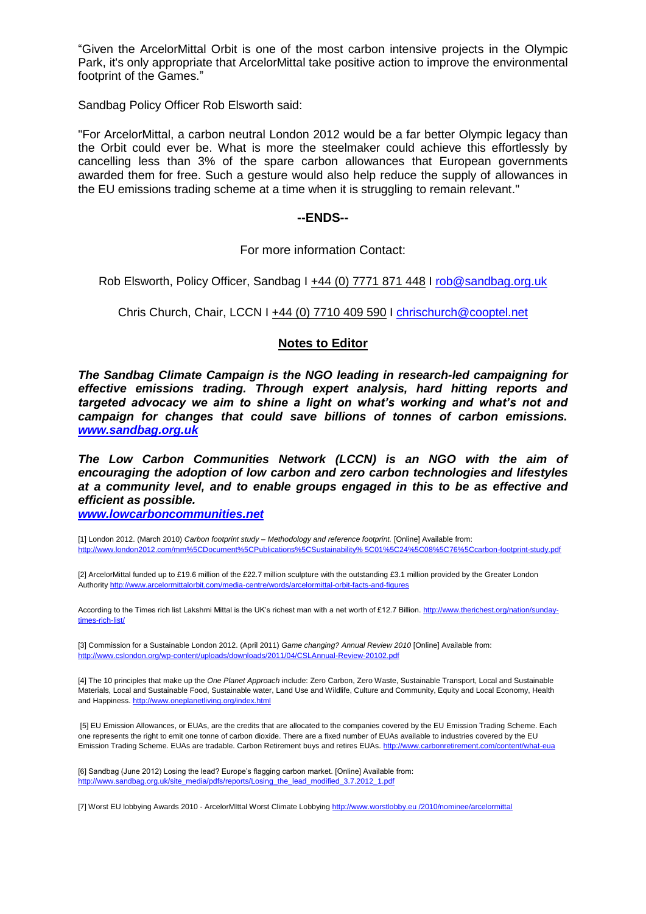"Given the ArcelorMittal Orbit is one of the most carbon intensive projects in the Olympic Park, it's only appropriate that ArcelorMittal take positive action to improve the environmental footprint of the Games."

Sandbag Policy Officer Rob Elsworth said:

"For ArcelorMittal, a carbon neutral London 2012 would be a far better Olympic legacy than the Orbit could ever be. What is more the steelmaker could achieve this effortlessly by cancelling less than 3% of the spare carbon allowances that European governments awarded them for free. Such a gesture would also help reduce the supply of allowances in the EU emissions trading scheme at a time when it is struggling to remain relevant."

**--ENDS--**

For more information Contact:

Rob Elsworth, Policy Officer, Sandbag I +44 (0) 7771 871 448 I rob@sandbag.org.uk

Chris Church, Chair, LCCN I +44 (0) 7710 409 590 I chrischurch@cooptel.net

## Notes to Editor

***The Sandbag Climate Campaign is the NGO leading in research-led campaigning for effective emissions trading. Through expert analysis, hard hitting reports and targeted advocacy we aim to shine a light on what's working and what's not and campaign for changes that could save billions of tonnes of carbon emissions. www.sandbag.org.uk***

***The Low Carbon Communities Network (LCCN) is an NGO with the aim of encouraging the adoption of low carbon and zero carbon technologies and lifestyles at a community level, and to enable groups engaged in this to be as effective and efficient as possible.***
***www.lowcarboncommunities.net***

[1] London 2012. (March 2010) *Carbon footprint study – Methodology and reference footprint.* [Online] Available from: http://www.london2012.com/mm%5CDocument%5CPublications%5CSustainability% 5C01%5C24%5C08%5C76%5Ccarbon-footprint-study.pdf

[2] ArcelorMittal funded up to £19.6 million of the £22.7 million sculpture with the outstanding £3.1 million provided by the Greater London Authority http://www.arcelormittalorbit.com/media-centre/words/arcelormittal-orbit-facts-and-figures

According to the Times rich list Lakshmi Mittal is the UK's richest man with a net worth of £12.7 Billion. http://www.therichest.org/nation/sunday-times-rich-list/

[3] Commission for a Sustainable London 2012. (April 2011) *Game changing? Annual Review 2010* [Online] Available from: http://www.cslondon.org/wp-content/uploads/downloads/2011/04/CSLAnnual-Review-20102.pdf

[4] The 10 principles that make up the *One Planet Approach* include: Zero Carbon, Zero Waste, Sustainable Transport, Local and Sustainable Materials, Local and Sustainable Food, Sustainable water, Land Use and Wildlife, Culture and Community, Equity and Local Economy, Health and Happiness. http://www.oneplanetliving.org/index.html

[5] EU Emission Allowances, or EUAs, are the credits that are allocated to the companies covered by the EU Emission Trading Scheme. Each one represents the right to emit one tonne of carbon dioxide. There are a fixed number of EUAs available to industries covered by the EU Emission Trading Scheme. EUAs are tradable. Carbon Retirement buys and retires EUAs. http://www.carbonretirement.com/content/what-eua

[6] Sandbag (June 2012) Losing the lead? Europe's flagging carbon market. [Online] Available from: http://www.sandbag.org.uk/site_media/pdfs/reports/Losing_the_lead_modified_3.7.2012_1.pdf

[7] Worst EU lobbying Awards 2010 - ArcelorMIttal Worst Climate Lobbying http://www.worstlobby.eu /2010/nominee/arcelormittal